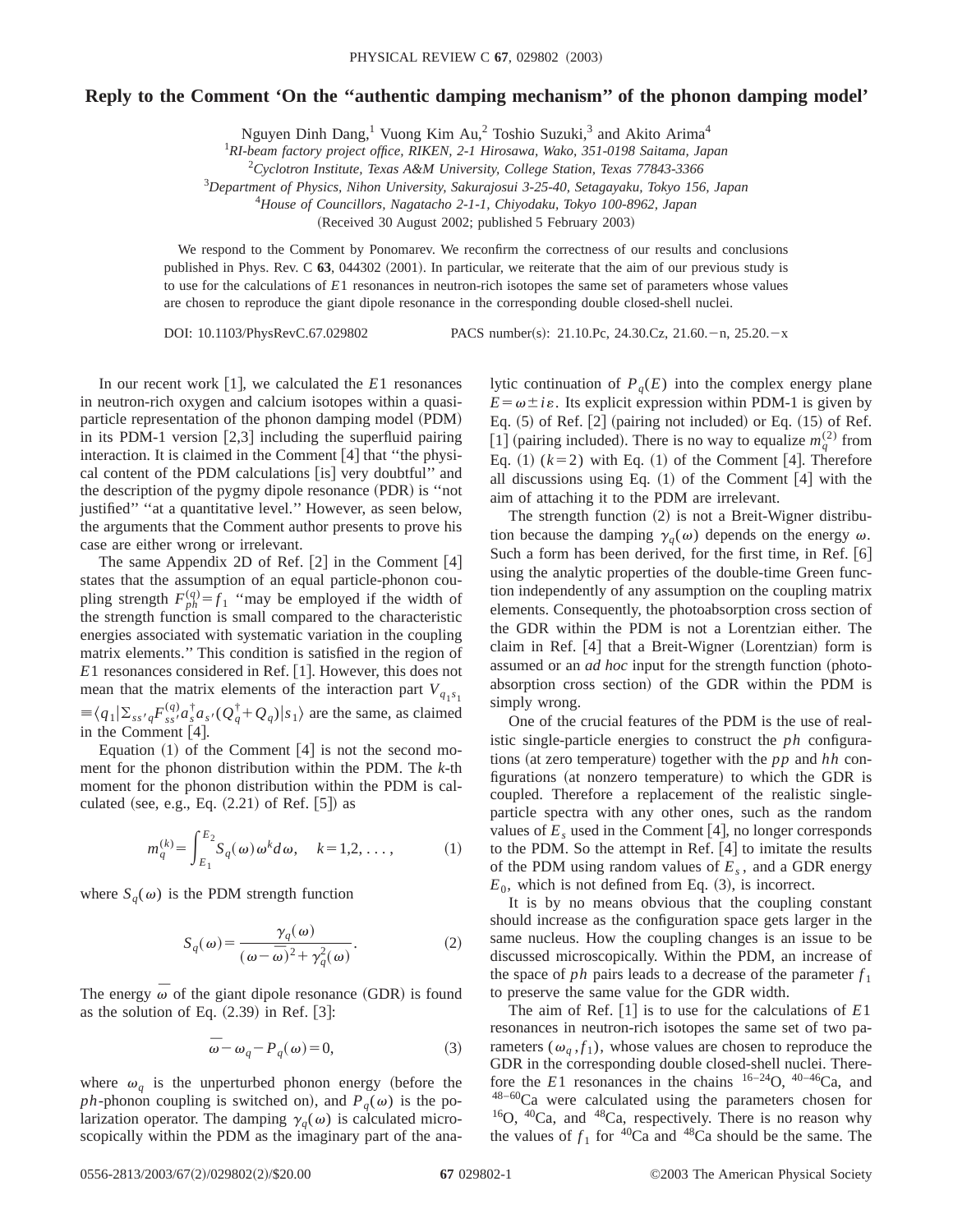# Reply to the Comment 'On the "authentic damping mechanism" of the phonon damping model'

Nguyen Dinh Dang,[1] Vuong Kim Au,[2] Toshio Suzuki,[3] and Akito Arima[4]

[1] *RI-beam factory project office, RIKEN, 2-1 Hirosawa, Wako, 351-0198 Saitama, Japan*
[2] *Cyclotron Institute, Texas A&M University, College Station, Texas 77843-3366*
[3] *Department of Physics, Nihon University, Sakurajosui 3-25-40, Setagayaku, Tokyo 156, Japan*
[4] *House of Councillors, Nagatacho 2-1-1, Chiyodaku, Tokyo 100-8962, Japan*

(Received 30 August 2002; published 5 February 2003)

We respond to the Comment by Ponomarev. We reconfirm the correctness of our results and conclusions published in Phys. Rev. C **63**, 044302 (2001). In particular, we reiterate that the aim of our previous study is to use for the calculations of $E1$ resonances in neutron-rich isotopes the same set of parameters whose values are chosen to reproduce the giant dipole resonance in the corresponding double closed-shell nuclei.

DOI: 10.1103/PhysRevC.67.029802 PACS number(s): 21.10.Pc, 24.30.Cz, 21.60.−n, 25.20.−x

In our recent work [1], we calculated the $E1$ resonances in neutron-rich oxygen and calcium isotopes within a quasiparticle representation of the phonon damping model (PDM) in its PDM-1 version [2,3] including the superfluid pairing interaction. It is claimed in the Comment [4] that "the physical content of the PDM calculations [is] very doubtful" and the description of the pygmy dipole resonance (PDR) is "not justified" "at a quantitative level." However, as seen below, the arguments that the Comment author presents to prove his case are either wrong or irrelevant.

The same Appendix 2D of Ref. [2] in the Comment [4] states that the assumption of an equal particle-phonon coupling strength $F_{ph}^{(q)}=f_1$ "may be employed if the width of the strength function is small compared to the characteristic energies associated with systematic variation in the coupling matrix elements." This condition is satisfied in the region of $E1$ resonances considered in Ref. [1]. However, this does not mean that the matrix elements of the interaction part $V_{q_1s_1} \equiv \langle q_1|\Sigma_{ss'q}F_{ss'}^{(q)}a_s^{\dagger}a_{s'}(Q_q^{\dagger}+Q_q)|s_1\rangle$ are the same, as claimed in the Comment [4].

Equation (1) of the Comment [4] is not the second moment for the phonon distribution within the PDM. The $k$-th moment for the phonon distribution within the PDM is calculated (see, e.g., Eq. (2.21) of Ref. [5]) as

$$m_q^{(k)}=\int_{E_1}^{E_2}S_q(\omega)\omega^k d\omega, \quad k=1,2,\ldots, \tag{1}$$

where $S_q(\omega)$ is the PDM strength function

$$S_q(\omega)=\frac{\gamma_q(\omega)}{(\omega-\bar{\omega})^2+\gamma_q^2(\omega)}. \tag{2}$$

The energy $\bar{\omega}$ of the giant dipole resonance (GDR) is found as the solution of Eq. (2.39) in Ref. [3]:

$$\bar{\omega}-\omega_q-P_q(\omega)=0, \tag{3}$$

where $\omega_q$ is the unperturbed phonon energy (before the $ph$-phonon coupling is switched on), and $P_q(\omega)$ is the polarization operator. The damping $\gamma_q(\omega)$ is calculated microscopically within the PDM as the imaginary part of the analytic continuation of $P_q(E)$ into the complex energy plane $E=\omega\pm i\varepsilon$. Its explicit expression within PDM-1 is given by Eq. (5) of Ref. [2] (pairing not included) or Eq. (15) of Ref. [1] (pairing included). There is no way to equalize $m_q^{(2)}$ from Eq. (1) ($k=2$) with Eq. (1) of the Comment [4]. Therefore all discussions using Eq. (1) of the Comment [4] with the aim of attaching it to the PDM are irrelevant.

The strength function (2) is not a Breit-Wigner distribution because the damping $\gamma_q(\omega)$ depends on the energy $\omega$. Such a form has been derived, for the first time, in Ref. [6] using the analytic properties of the double-time Green function independently of any assumption on the coupling matrix elements. Consequently, the photoabsorption cross section of the GDR within the PDM is not a Lorentzian either. The claim in Ref. [4] that a Breit-Wigner (Lorentzian) form is assumed or an *ad hoc* input for the strength function (photoabsorption cross section) of the GDR within the PDM is simply wrong.

One of the crucial features of the PDM is the use of realistic single-particle energies to construct the $ph$ configurations (at zero temperature) together with the $pp$ and $hh$ configurations (at nonzero temperature) to which the GDR is coupled. Therefore a replacement of the realistic single-particle spectra with any other ones, such as the random values of $E_s$ used in the Comment [4], no longer corresponds to the PDM. So the attempt in Ref. [4] to imitate the results of the PDM using random values of $E_s$, and a GDR energy $E_0$, which is not defined from Eq. (3), is incorrect.

It is by no means obvious that the coupling constant should increase as the configuration space gets larger in the same nucleus. How the coupling changes is an issue to be discussed microscopically. Within the PDM, an increase of the space of $ph$ pairs leads to a decrease of the parameter $f_1$ to preserve the same value for the GDR width.

The aim of Ref. [1] is to use for the calculations of $E1$ resonances in neutron-rich isotopes the same set of two parameters ($\omega_q, f_1$), whose values are chosen to reproduce the GDR in the corresponding double closed-shell nuclei. Therefore the $E1$ resonances in the chains $^{16-24}$O, $^{40-46}$Ca, and $^{48-60}$Ca were calculated using the parameters chosen for $^{16}$O, $^{40}$Ca, and $^{48}$Ca, respectively. There is no reason why the values of $f_1$ for $^{40}$Ca and $^{48}$Ca should be the same. The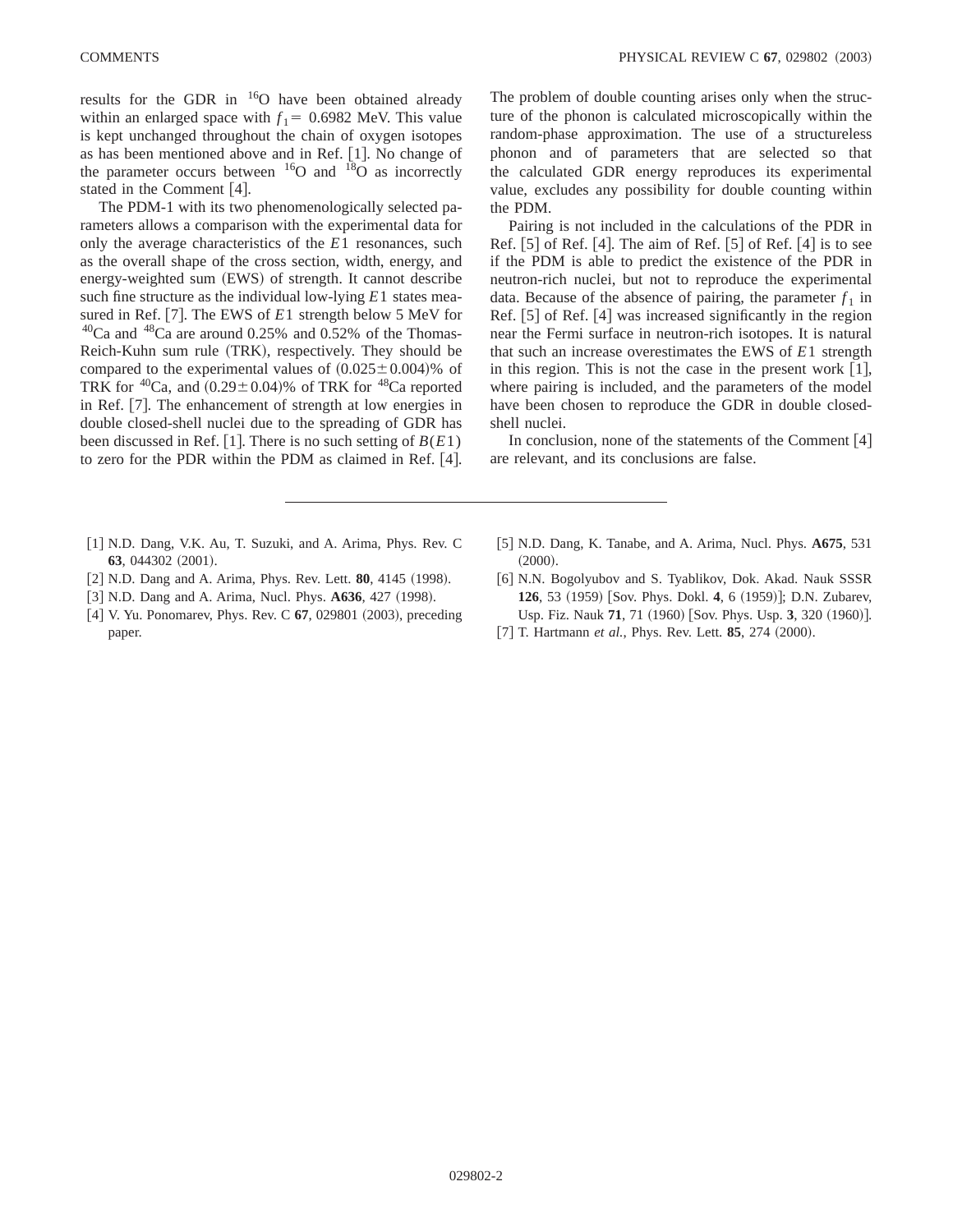results for the GDR in $^{16}$O have been obtained already within an enlarged space with $f_1 = 0.6982$ MeV. This value is kept unchanged throughout the chain of oxygen isotopes as has been mentioned above and in Ref. [1]. No change of the parameter occurs between $^{16}$O and $^{18}$O as incorrectly stated in the Comment [4].

The PDM-1 with its two phenomenologically selected parameters allows a comparison with the experimental data for only the average characteristics of the $E1$ resonances, such as the overall shape of the cross section, width, energy, and energy-weighted sum (EWS) of strength. It cannot describe such fine structure as the individual low-lying $E1$ states measured in Ref. [7]. The EWS of $E1$ strength below 5 MeV for $^{40}$Ca and $^{48}$Ca are around 0.25% and 0.52% of the Thomas-Reich-Kuhn sum rule (TRK), respectively. They should be compared to the experimental values of $(0.025 \pm 0.004)$% of TRK for $^{40}$Ca, and $(0.29 \pm 0.04)$% of TRK for $^{48}$Ca reported in Ref. [7]. The enhancement of strength at low energies in double closed-shell nuclei due to the spreading of GDR has been discussed in Ref. [1]. There is no such setting of $B(E1)$ to zero for the PDR within the PDM as claimed in Ref. [4]. The problem of double counting arises only when the structure of the phonon is calculated microscopically within the random-phase approximation. The use of a structureless phonon and of parameters that are selected so that the calculated GDR energy reproduces its experimental value, excludes any possibility for double counting within the PDM.

Pairing is not included in the calculations of the PDR in Ref. [5] of Ref. [4]. The aim of Ref. [5] of Ref. [4] is to see if the PDM is able to predict the existence of the PDR in neutron-rich nuclei, but not to reproduce the experimental data. Because of the absence of pairing, the parameter $f_1$ in Ref. [5] of Ref. [4] was increased significantly in the region near the Fermi surface in neutron-rich isotopes. It is natural that such an increase overestimates the EWS of $E1$ strength in this region. This is not the case in the present work [1], where pairing is included, and the parameters of the model have been chosen to reproduce the GDR in double closed-shell nuclei.

In conclusion, none of the statements of the Comment [4] are relevant, and its conclusions are false.

---

[1] N.D. Dang, V.K. Au, T. Suzuki, and A. Arima, Phys. Rev. C **63**, 044302 (2001).

[2] N.D. Dang and A. Arima, Phys. Rev. Lett. **80**, 4145 (1998).

[3] N.D. Dang and A. Arima, Nucl. Phys. **A636**, 427 (1998).

[4] V. Yu. Ponomarev, Phys. Rev. C **67**, 029801 (2003), preceding paper.

[5] N.D. Dang, K. Tanabe, and A. Arima, Nucl. Phys. **A675**, 531 (2000).

[6] N.N. Bogolyubov and S. Tyablikov, Dok. Akad. Nauk SSSR **126**, 53 (1959) [Sov. Phys. Dokl. **4**, 6 (1959)]; D.N. Zubarev, Usp. Fiz. Nauk **71**, 71 (1960) [Sov. Phys. Usp. **3**, 320 (1960)].

[7] T. Hartmann *et al.*, Phys. Rev. Lett. **85**, 274 (2000).